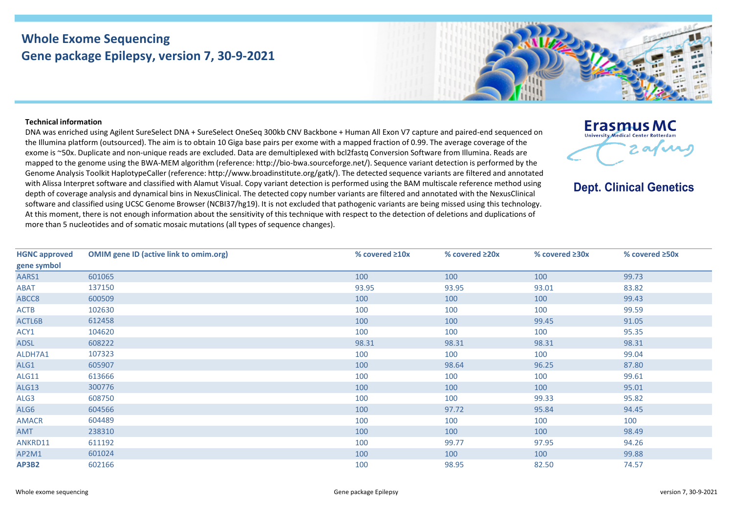# Whole Exome Sequencing
## Gene package Epilepsy, version 7, 30-9-2021

Erasmus MC
University Medical Center Rotterdam

**Dept. Clinical Genetics**

**Technical information**

DNA was enriched using Agilent SureSelect DNA + SureSelect OneSeq 300kb CNV Backbone + Human All Exon V7 capture and paired-end sequenced on the Illumina platform (outsourced). The aim is to obtain 10 Giga base pairs per exome with a mapped fraction of 0.99. The average coverage of the exome is ~50x. Duplicate and non-unique reads are excluded. Data are demultiplexed with bcl2fastq Conversion Software from Illumina. Reads are mapped to the genome using the BWA-MEM algorithm (reference: http://bio-bwa.sourceforge.net/). Sequence variant detection is performed by the Genome Analysis Toolkit HaplotypeCaller (reference: http://www.broadinstitute.org/gatk/). The detected sequence variants are filtered and annotated with Alissa Interpret software and classified with Alamut Visual. Copy variant detection is performed using the BAM multiscale reference method using depth of coverage analysis and dynamical bins in NexusClinical. The detected copy number variants are filtered and annotated with the NexusClinical software and classified using UCSC Genome Browser (NCBI37/hg19). It is not excluded that pathogenic variants are being missed using this technology. At this moment, there is not enough information about the sensitivity of this technique with respect to the detection of deletions and duplications of more than 5 nucleotides and of somatic mosaic mutations (all types of sequence changes).

| HGNC approved gene symbol | OMIM gene ID (active link to omim.org) | % covered ≥10x | % covered ≥20x | % covered ≥30x | % covered ≥50x |
|---|---|---|---|---|---|
| AARS1 | 601065 | 100 | 100 | 100 | 99.73 |
| ABAT | 137150 | 93.95 | 93.95 | 93.01 | 83.82 |
| ABCC8 | 600509 | 100 | 100 | 100 | 99.43 |
| ACTB | 102630 | 100 | 100 | 100 | 99.59 |
| ACTL6B | 612458 | 100 | 100 | 99.45 | 91.05 |
| ACY1 | 104620 | 100 | 100 | 100 | 95.35 |
| ADSL | 608222 | 98.31 | 98.31 | 98.31 | 98.31 |
| ALDH7A1 | 107323 | 100 | 100 | 100 | 99.04 |
| ALG1 | 605907 | 100 | 98.64 | 96.25 | 87.80 |
| ALG11 | 613666 | 100 | 100 | 100 | 99.61 |
| ALG13 | 300776 | 100 | 100 | 100 | 95.01 |
| ALG3 | 608750 | 100 | 100 | 99.33 | 95.82 |
| ALG6 | 604566 | 100 | 97.72 | 95.84 | 94.45 |
| AMACR | 604489 | 100 | 100 | 100 | 100 |
| AMT | 238310 | 100 | 100 | 100 | 98.49 |
| ANKRD11 | 611192 | 100 | 99.77 | 97.95 | 94.26 |
| AP2M1 | 601024 | 100 | 100 | 100 | 99.88 |
| **AP3B2** | 602166 | 100 | 98.95 | 82.50 | 74.57 |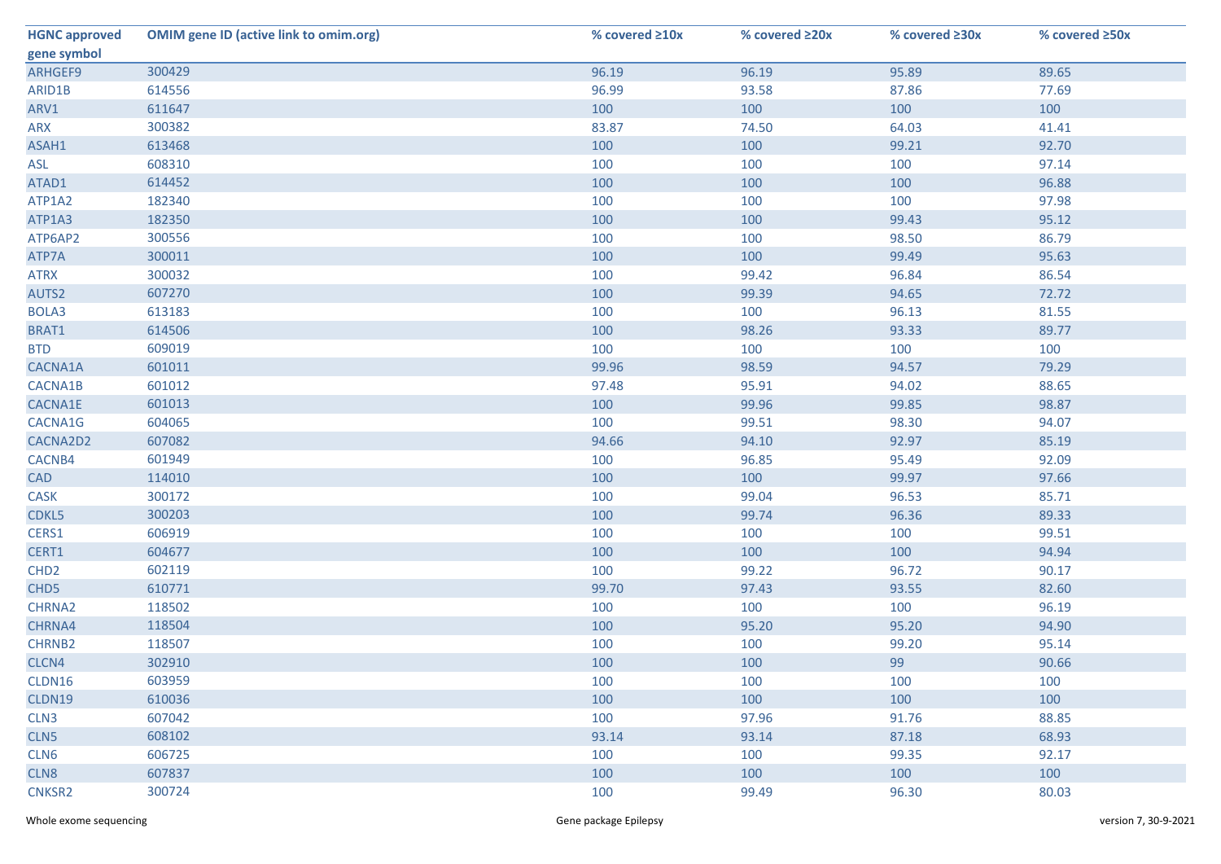| HGNC approved gene symbol | OMIM gene ID (active link to omim.org) | % covered ≥10x | % covered ≥20x | % covered ≥30x | % covered ≥50x |
|---|---|---|---|---|---|
| ARHGEF9 | 300429 | 96.19 | 96.19 | 95.89 | 89.65 |
| ARID1B | 614556 | 96.99 | 93.58 | 87.86 | 77.69 |
| ARV1 | 611647 | 100 | 100 | 100 | 100 |
| ARX | 300382 | 83.87 | 74.50 | 64.03 | 41.41 |
| ASAH1 | 613468 | 100 | 100 | 99.21 | 92.70 |
| ASL | 608310 | 100 | 100 | 100 | 97.14 |
| ATAD1 | 614452 | 100 | 100 | 100 | 96.88 |
| ATP1A2 | 182340 | 100 | 100 | 100 | 97.98 |
| ATP1A3 | 182350 | 100 | 100 | 99.43 | 95.12 |
| ATP6AP2 | 300556 | 100 | 100 | 98.50 | 86.79 |
| ATP7A | 300011 | 100 | 100 | 99.49 | 95.63 |
| ATRX | 300032 | 100 | 99.42 | 96.84 | 86.54 |
| AUTS2 | 607270 | 100 | 99.39 | 94.65 | 72.72 |
| BOLA3 | 613183 | 100 | 100 | 96.13 | 81.55 |
| BRAT1 | 614506 | 100 | 98.26 | 93.33 | 89.77 |
| BTD | 609019 | 100 | 100 | 100 | 100 |
| CACNA1A | 601011 | 99.96 | 98.59 | 94.57 | 79.29 |
| CACNA1B | 601012 | 97.48 | 95.91 | 94.02 | 88.65 |
| CACNA1E | 601013 | 100 | 99.96 | 99.85 | 98.87 |
| CACNA1G | 604065 | 100 | 99.51 | 98.30 | 94.07 |
| CACNA2D2 | 607082 | 94.66 | 94.10 | 92.97 | 85.19 |
| CACNB4 | 601949 | 100 | 96.85 | 95.49 | 92.09 |
| CAD | 114010 | 100 | 100 | 99.97 | 97.66 |
| CASK | 300172 | 100 | 99.04 | 96.53 | 85.71 |
| CDKL5 | 300203 | 100 | 99.74 | 96.36 | 89.33 |
| CERS1 | 606919 | 100 | 100 | 100 | 99.51 |
| CERT1 | 604677 | 100 | 100 | 100 | 94.94 |
| CHD2 | 602119 | 100 | 99.22 | 96.72 | 90.17 |
| CHD5 | 610771 | 99.70 | 97.43 | 93.55 | 82.60 |
| CHRNA2 | 118502 | 100 | 100 | 100 | 96.19 |
| CHRNA4 | 118504 | 100 | 95.20 | 95.20 | 94.90 |
| CHRNB2 | 118507 | 100 | 100 | 99.20 | 95.14 |
| CLCN4 | 302910 | 100 | 100 | 99 | 90.66 |
| CLDN16 | 603959 | 100 | 100 | 100 | 100 |
| CLDN19 | 610036 | 100 | 100 | 100 | 100 |
| CLN3 | 607042 | 100 | 97.96 | 91.76 | 88.85 |
| CLN5 | 608102 | 93.14 | 93.14 | 87.18 | 68.93 |
| CLN6 | 606725 | 100 | 100 | 99.35 | 92.17 |
| CLN8 | 607837 | 100 | 100 | 100 | 100 |
| CNKSR2 | 300724 | 100 | 99.49 | 96.30 | 80.03 |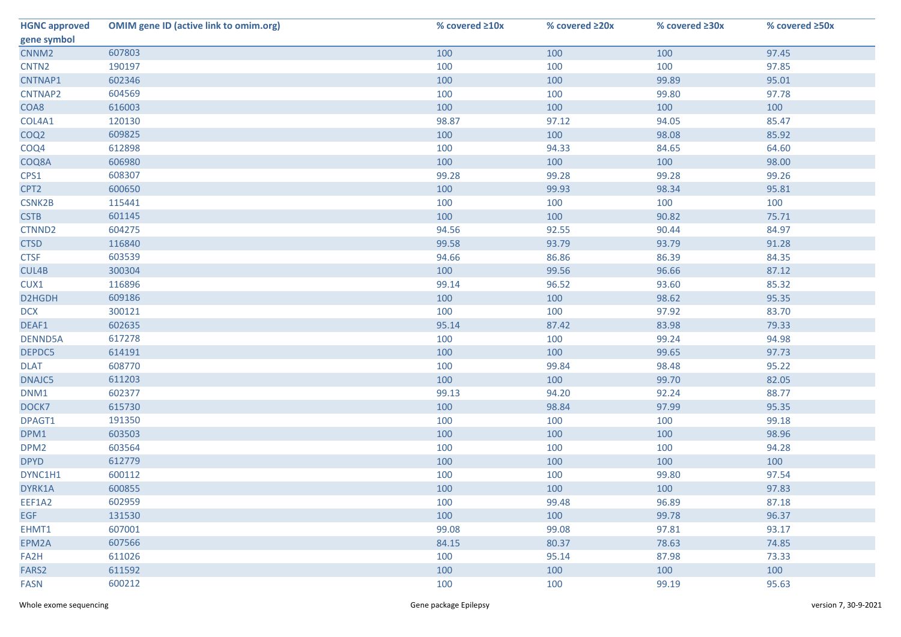| HGNC approved gene symbol | OMIM gene ID (active link to omim.org) | % covered ≥10x | % covered ≥20x | % covered ≥30x | % covered ≥50x |
|---|---|---|---|---|---|
| CNNM2 | 607803 | 100 | 100 | 100 | 97.45 |
| CNTN2 | 190197 | 100 | 100 | 100 | 97.85 |
| CNTNAP1 | 602346 | 100 | 100 | 99.89 | 95.01 |
| CNTNAP2 | 604569 | 100 | 100 | 99.80 | 97.78 |
| COA8 | 616003 | 100 | 100 | 100 | 100 |
| COL4A1 | 120130 | 98.87 | 97.12 | 94.05 | 85.47 |
| COQ2 | 609825 | 100 | 100 | 98.08 | 85.92 |
| COQ4 | 612898 | 100 | 94.33 | 84.65 | 64.60 |
| COQ8A | 606980 | 100 | 100 | 100 | 98.00 |
| CPS1 | 608307 | 99.28 | 99.28 | 99.28 | 99.26 |
| CPT2 | 600650 | 100 | 99.93 | 98.34 | 95.81 |
| CSNK2B | 115441 | 100 | 100 | 100 | 100 |
| CSTB | 601145 | 100 | 100 | 90.82 | 75.71 |
| CTNND2 | 604275 | 94.56 | 92.55 | 90.44 | 84.97 |
| CTSD | 116840 | 99.58 | 93.79 | 93.79 | 91.28 |
| CTSF | 603539 | 94.66 | 86.86 | 86.39 | 84.35 |
| CUL4B | 300304 | 100 | 99.56 | 96.66 | 87.12 |
| CUX1 | 116896 | 99.14 | 96.52 | 93.60 | 85.32 |
| D2HGDH | 609186 | 100 | 100 | 98.62 | 95.35 |
| DCX | 300121 | 100 | 100 | 97.92 | 83.70 |
| DEAF1 | 602635 | 95.14 | 87.42 | 83.98 | 79.33 |
| DENND5A | 617278 | 100 | 100 | 99.24 | 94.98 |
| DEPDC5 | 614191 | 100 | 100 | 99.65 | 97.73 |
| DLAT | 608770 | 100 | 99.84 | 98.48 | 95.22 |
| DNAJC5 | 611203 | 100 | 100 | 99.70 | 82.05 |
| DNM1 | 602377 | 99.13 | 94.20 | 92.24 | 88.77 |
| DOCK7 | 615730 | 100 | 98.84 | 97.99 | 95.35 |
| DPAGT1 | 191350 | 100 | 100 | 100 | 99.18 |
| DPM1 | 603503 | 100 | 100 | 100 | 98.96 |
| DPM2 | 603564 | 100 | 100 | 100 | 94.28 |
| DPYD | 612779 | 100 | 100 | 100 | 100 |
| DYNC1H1 | 600112 | 100 | 100 | 99.80 | 97.54 |
| DYRK1A | 600855 | 100 | 100 | 100 | 97.83 |
| EEF1A2 | 602959 | 100 | 99.48 | 96.89 | 87.18 |
| EGF | 131530 | 100 | 100 | 99.78 | 96.37 |
| EHMT1 | 607001 | 99.08 | 99.08 | 97.81 | 93.17 |
| EPM2A | 607566 | 84.15 | 80.37 | 78.63 | 74.85 |
| FA2H | 611026 | 100 | 95.14 | 87.98 | 73.33 |
| FARS2 | 611592 | 100 | 100 | 100 | 100 |
| FASN | 600212 | 100 | 100 | 99.19 | 95.63 |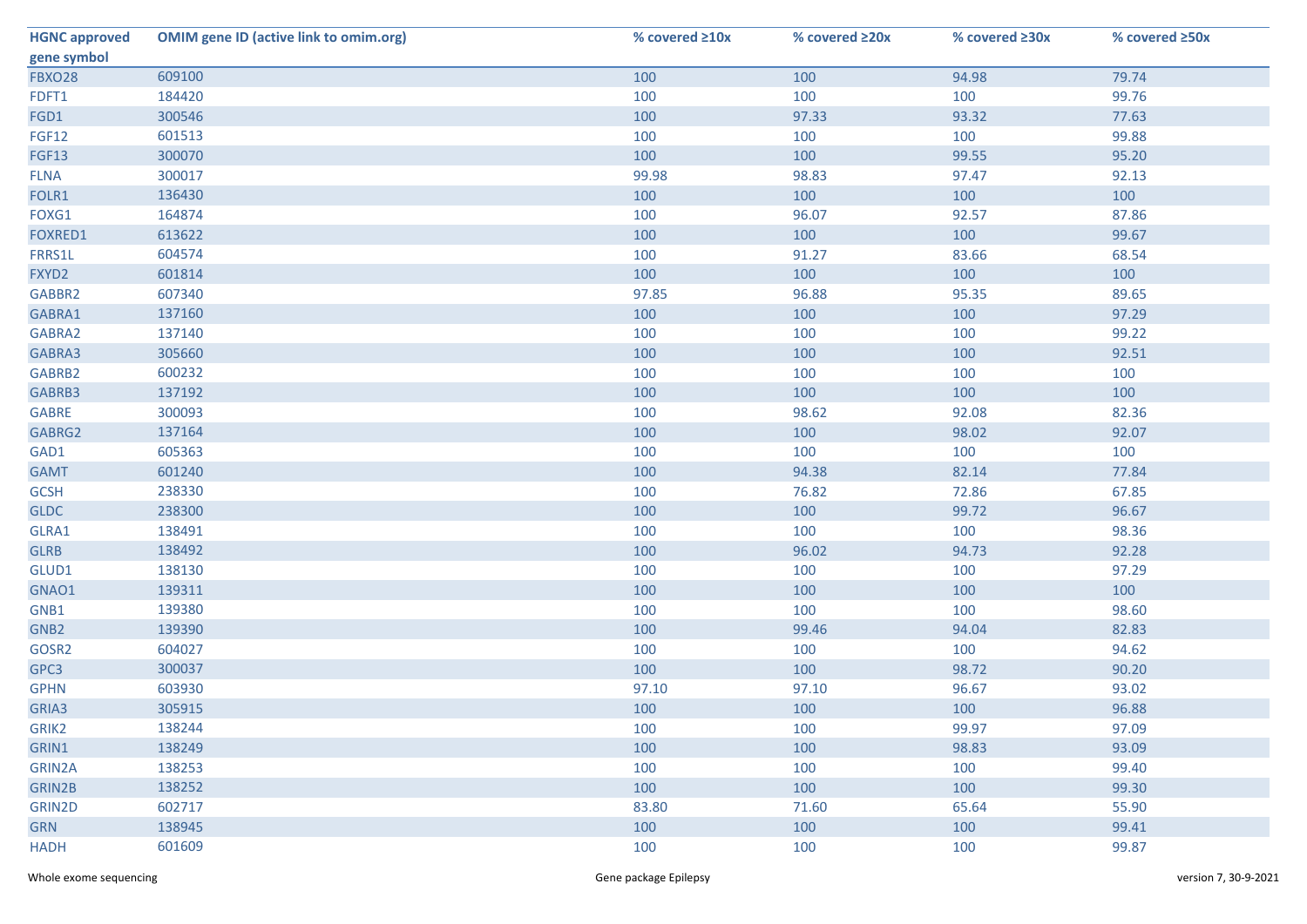| HGNC approved gene symbol | OMIM gene ID (active link to omim.org) | % covered ≥10x | % covered ≥20x | % covered ≥30x | % covered ≥50x |
|---|---|---|---|---|---|
| FBXO28 | 609100 | 100 | 100 | 94.98 | 79.74 |
| FDFT1 | 184420 | 100 | 100 | 100 | 99.76 |
| FGD1 | 300546 | 100 | 97.33 | 93.32 | 77.63 |
| FGF12 | 601513 | 100 | 100 | 100 | 99.88 |
| FGF13 | 300070 | 100 | 100 | 99.55 | 95.20 |
| FLNA | 300017 | 99.98 | 98.83 | 97.47 | 92.13 |
| FOLR1 | 136430 | 100 | 100 | 100 | 100 |
| FOXG1 | 164874 | 100 | 96.07 | 92.57 | 87.86 |
| FOXRED1 | 613622 | 100 | 100 | 100 | 99.67 |
| FRRS1L | 604574 | 100 | 91.27 | 83.66 | 68.54 |
| FXYD2 | 601814 | 100 | 100 | 100 | 100 |
| GABBR2 | 607340 | 97.85 | 96.88 | 95.35 | 89.65 |
| GABRA1 | 137160 | 100 | 100 | 100 | 97.29 |
| GABRA2 | 137140 | 100 | 100 | 100 | 99.22 |
| GABRA3 | 305660 | 100 | 100 | 100 | 92.51 |
| GABRB2 | 600232 | 100 | 100 | 100 | 100 |
| GABRB3 | 137192 | 100 | 100 | 100 | 100 |
| GABRE | 300093 | 100 | 98.62 | 92.08 | 82.36 |
| GABRG2 | 137164 | 100 | 100 | 98.02 | 92.07 |
| GAD1 | 605363 | 100 | 100 | 100 | 100 |
| GAMT | 601240 | 100 | 94.38 | 82.14 | 77.84 |
| GCSH | 238330 | 100 | 76.82 | 72.86 | 67.85 |
| GLDC | 238300 | 100 | 100 | 99.72 | 96.67 |
| GLRA1 | 138491 | 100 | 100 | 100 | 98.36 |
| GLRB | 138492 | 100 | 96.02 | 94.73 | 92.28 |
| GLUD1 | 138130 | 100 | 100 | 100 | 97.29 |
| GNAO1 | 139311 | 100 | 100 | 100 | 100 |
| GNB1 | 139380 | 100 | 100 | 100 | 98.60 |
| GNB2 | 139390 | 100 | 99.46 | 94.04 | 82.83 |
| GOSR2 | 604027 | 100 | 100 | 100 | 94.62 |
| GPC3 | 300037 | 100 | 100 | 98.72 | 90.20 |
| GPHN | 603930 | 97.10 | 97.10 | 96.67 | 93.02 |
| GRIA3 | 305915 | 100 | 100 | 100 | 96.88 |
| GRIK2 | 138244 | 100 | 100 | 99.97 | 97.09 |
| GRIN1 | 138249 | 100 | 100 | 98.83 | 93.09 |
| GRIN2A | 138253 | 100 | 100 | 100 | 99.40 |
| GRIN2B | 138252 | 100 | 100 | 100 | 99.30 |
| GRIN2D | 602717 | 83.80 | 71.60 | 65.64 | 55.90 |
| GRN | 138945 | 100 | 100 | 100 | 99.41 |
| HADH | 601609 | 100 | 100 | 100 | 99.87 |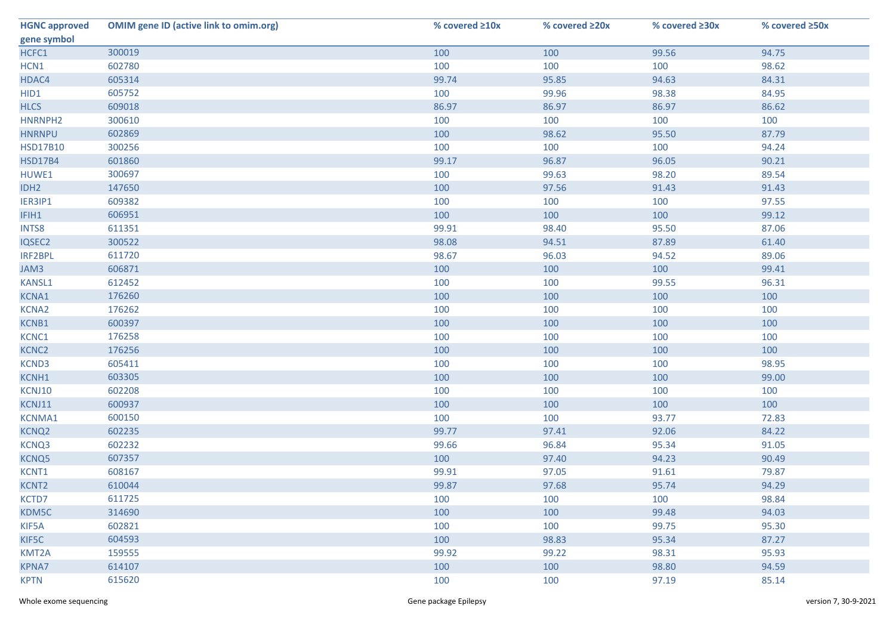| HGNC approved gene symbol | OMIM gene ID (active link to omim.org) | % covered ≥10x | % covered ≥20x | % covered ≥30x | % covered ≥50x |
|---|---|---|---|---|---|
| HCFC1 | 300019 | 100 | 100 | 99.56 | 94.75 |
| HCN1 | 602780 | 100 | 100 | 100 | 98.62 |
| HDAC4 | 605314 | 99.74 | 95.85 | 94.63 | 84.31 |
| HID1 | 605752 | 100 | 99.96 | 98.38 | 84.95 |
| HLCS | 609018 | 86.97 | 86.97 | 86.97 | 86.62 |
| HNRNPH2 | 300610 | 100 | 100 | 100 | 100 |
| HNRNPU | 602869 | 100 | 98.62 | 95.50 | 87.79 |
| HSD17B10 | 300256 | 100 | 100 | 100 | 94.24 |
| HSD17B4 | 601860 | 99.17 | 96.87 | 96.05 | 90.21 |
| HUWE1 | 300697 | 100 | 99.63 | 98.20 | 89.54 |
| IDH2 | 147650 | 100 | 97.56 | 91.43 | 91.43 |
| IER3IP1 | 609382 | 100 | 100 | 100 | 97.55 |
| IFIH1 | 606951 | 100 | 100 | 100 | 99.12 |
| INTS8 | 611351 | 99.91 | 98.40 | 95.50 | 87.06 |
| IQSEC2 | 300522 | 98.08 | 94.51 | 87.89 | 61.40 |
| IRF2BPL | 611720 | 98.67 | 96.03 | 94.52 | 89.06 |
| JAM3 | 606871 | 100 | 100 | 100 | 99.41 |
| KANSL1 | 612452 | 100 | 100 | 99.55 | 96.31 |
| KCNA1 | 176260 | 100 | 100 | 100 | 100 |
| KCNA2 | 176262 | 100 | 100 | 100 | 100 |
| KCNB1 | 600397 | 100 | 100 | 100 | 100 |
| KCNC1 | 176258 | 100 | 100 | 100 | 100 |
| KCNC2 | 176256 | 100 | 100 | 100 | 100 |
| KCND3 | 605411 | 100 | 100 | 100 | 98.95 |
| KCNH1 | 603305 | 100 | 100 | 100 | 99.00 |
| KCNJ10 | 602208 | 100 | 100 | 100 | 100 |
| KCNJ11 | 600937 | 100 | 100 | 100 | 100 |
| KCNMA1 | 600150 | 100 | 100 | 93.77 | 72.83 |
| KCNQ2 | 602235 | 99.77 | 97.41 | 92.06 | 84.22 |
| KCNQ3 | 602232 | 99.66 | 96.84 | 95.34 | 91.05 |
| KCNQ5 | 607357 | 100 | 97.40 | 94.23 | 90.49 |
| KCNT1 | 608167 | 99.91 | 97.05 | 91.61 | 79.87 |
| KCNT2 | 610044 | 99.87 | 97.68 | 95.74 | 94.29 |
| KCTD7 | 611725 | 100 | 100 | 100 | 98.84 |
| KDM5C | 314690 | 100 | 100 | 99.48 | 94.03 |
| KIF5A | 602821 | 100 | 100 | 99.75 | 95.30 |
| KIF5C | 604593 | 100 | 98.83 | 95.34 | 87.27 |
| KMT2A | 159555 | 99.92 | 99.22 | 98.31 | 95.93 |
| KPNA7 | 614107 | 100 | 100 | 98.80 | 94.59 |
| KPTN | 615620 | 100 | 100 | 97.19 | 85.14 |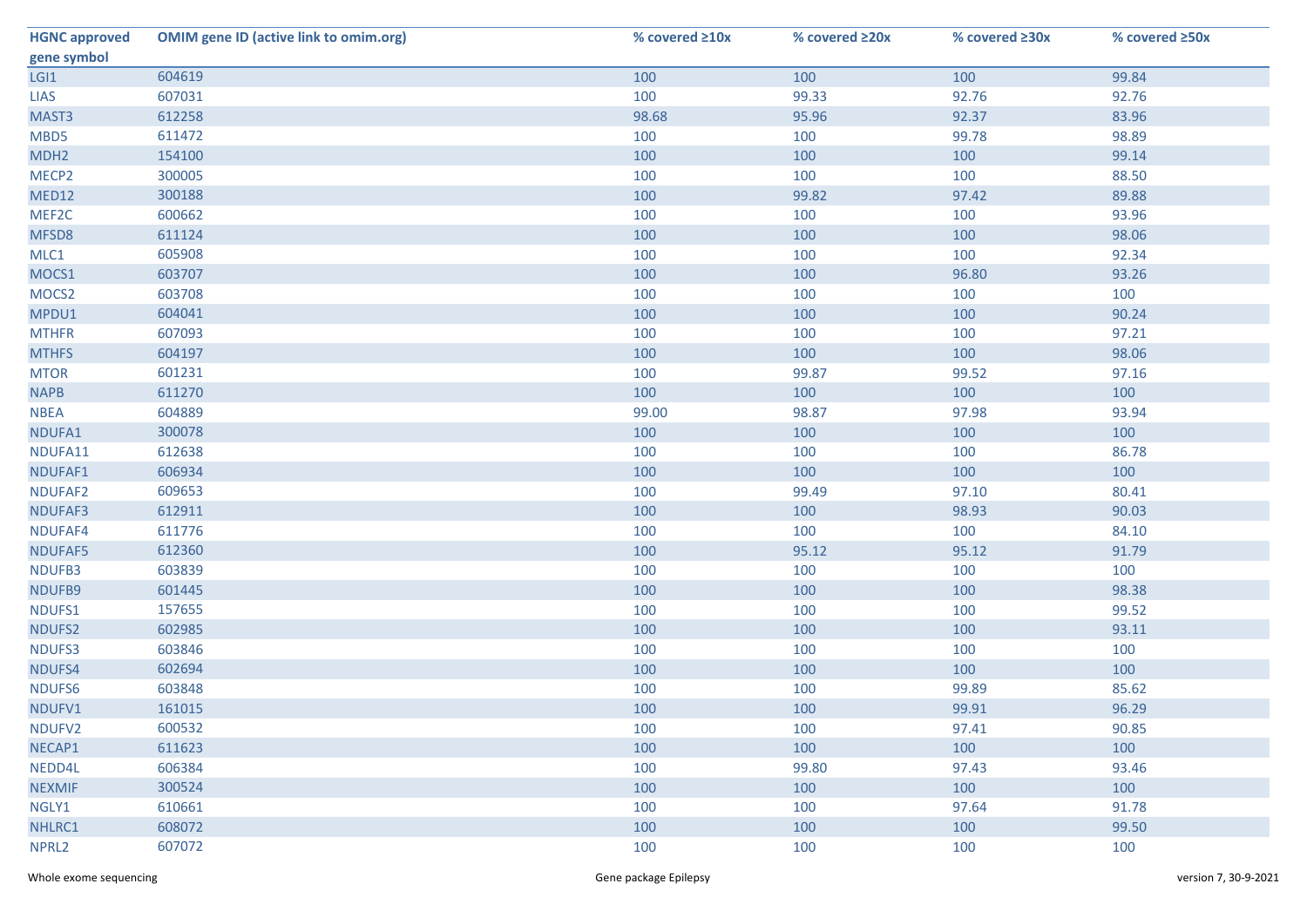| HGNC approved gene symbol | OMIM gene ID (active link to omim.org) | % covered ≥10x | % covered ≥20x | % covered ≥30x | % covered ≥50x |
|---|---|---|---|---|---|
| LGI1 | 604619 | 100 | 100 | 100 | 99.84 |
| LIAS | 607031 | 100 | 99.33 | 92.76 | 92.76 |
| MAST3 | 612258 | 98.68 | 95.96 | 92.37 | 83.96 |
| MBD5 | 611472 | 100 | 100 | 99.78 | 98.89 |
| MDH2 | 154100 | 100 | 100 | 100 | 99.14 |
| MECP2 | 300005 | 100 | 100 | 100 | 88.50 |
| MED12 | 300188 | 100 | 99.82 | 97.42 | 89.88 |
| MEF2C | 600662 | 100 | 100 | 100 | 93.96 |
| MFSD8 | 611124 | 100 | 100 | 100 | 98.06 |
| MLC1 | 605908 | 100 | 100 | 100 | 92.34 |
| MOCS1 | 603707 | 100 | 100 | 96.80 | 93.26 |
| MOCS2 | 603708 | 100 | 100 | 100 | 100 |
| MPDU1 | 604041 | 100 | 100 | 100 | 90.24 |
| MTHFR | 607093 | 100 | 100 | 100 | 97.21 |
| MTHFS | 604197 | 100 | 100 | 100 | 98.06 |
| MTOR | 601231 | 100 | 99.87 | 99.52 | 97.16 |
| NAPB | 611270 | 100 | 100 | 100 | 100 |
| NBEA | 604889 | 99.00 | 98.87 | 97.98 | 93.94 |
| NDUFA1 | 300078 | 100 | 100 | 100 | 100 |
| NDUFA11 | 612638 | 100 | 100 | 100 | 86.78 |
| NDUFAF1 | 606934 | 100 | 100 | 100 | 100 |
| NDUFAF2 | 609653 | 100 | 99.49 | 97.10 | 80.41 |
| NDUFAF3 | 612911 | 100 | 100 | 98.93 | 90.03 |
| NDUFAF4 | 611776 | 100 | 100 | 100 | 84.10 |
| NDUFAF5 | 612360 | 100 | 95.12 | 95.12 | 91.79 |
| NDUFB3 | 603839 | 100 | 100 | 100 | 100 |
| NDUFB9 | 601445 | 100 | 100 | 100 | 98.38 |
| NDUFS1 | 157655 | 100 | 100 | 100 | 99.52 |
| NDUFS2 | 602985 | 100 | 100 | 100 | 93.11 |
| NDUFS3 | 603846 | 100 | 100 | 100 | 100 |
| NDUFS4 | 602694 | 100 | 100 | 100 | 100 |
| NDUFS6 | 603848 | 100 | 100 | 99.89 | 85.62 |
| NDUFV1 | 161015 | 100 | 100 | 99.91 | 96.29 |
| NDUFV2 | 600532 | 100 | 100 | 97.41 | 90.85 |
| NECAP1 | 611623 | 100 | 100 | 100 | 100 |
| NEDD4L | 606384 | 100 | 99.80 | 97.43 | 93.46 |
| NEXMIF | 300524 | 100 | 100 | 100 | 100 |
| NGLY1 | 610661 | 100 | 100 | 97.64 | 91.78 |
| NHLRC1 | 608072 | 100 | 100 | 100 | 99.50 |
| NPRL2 | 607072 | 100 | 100 | 100 | 100 |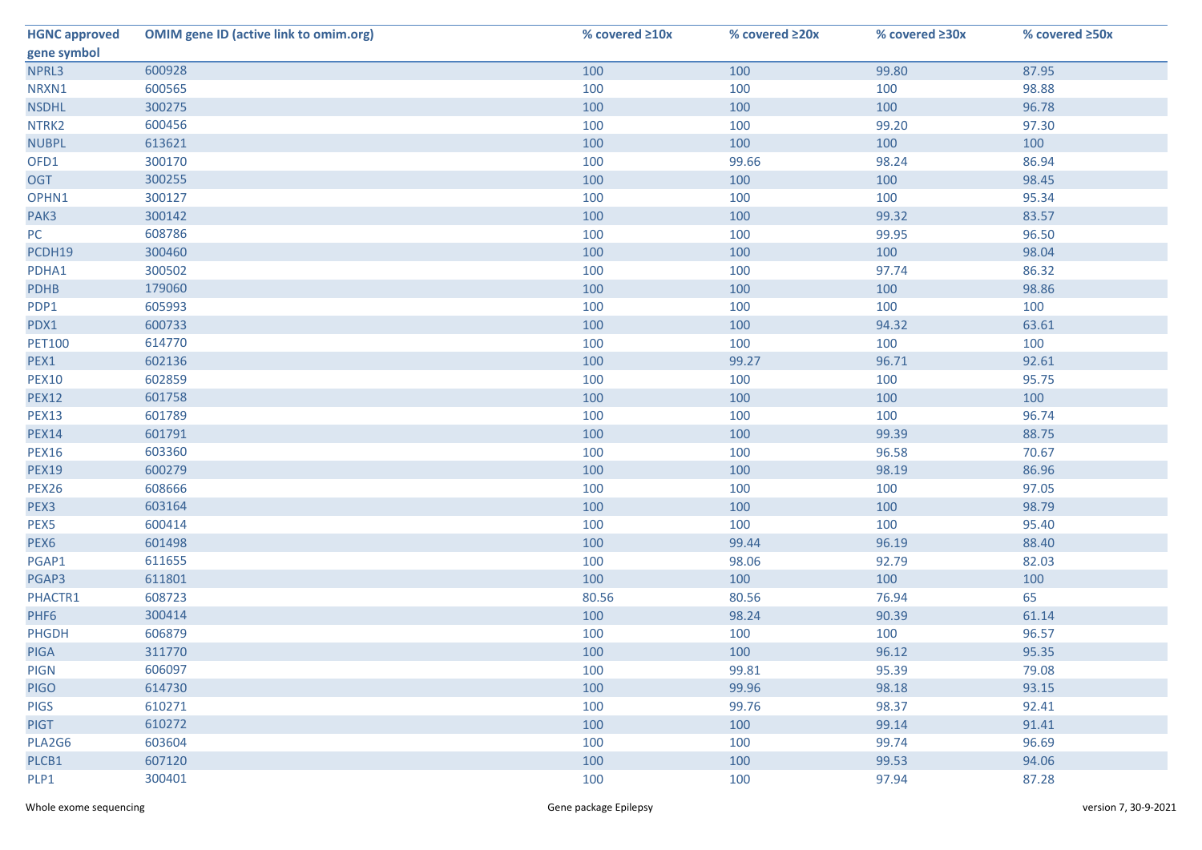| HGNC approved gene symbol | OMIM gene ID (active link to omim.org) | % covered ≥10x | % covered ≥20x | % covered ≥30x | % covered ≥50x |
|---|---|---|---|---|---|
| NPRL3 | 600928 | 100 | 100 | 99.80 | 87.95 |
| NRXN1 | 600565 | 100 | 100 | 100 | 98.88 |
| NSDHL | 300275 | 100 | 100 | 100 | 96.78 |
| NTRK2 | 600456 | 100 | 100 | 99.20 | 97.30 |
| NUBPL | 613621 | 100 | 100 | 100 | 100 |
| OFD1 | 300170 | 100 | 99.66 | 98.24 | 86.94 |
| OGT | 300255 | 100 | 100 | 100 | 98.45 |
| OPHN1 | 300127 | 100 | 100 | 100 | 95.34 |
| PAK3 | 300142 | 100 | 100 | 99.32 | 83.57 |
| PC | 608786 | 100 | 100 | 99.95 | 96.50 |
| PCDH19 | 300460 | 100 | 100 | 100 | 98.04 |
| PDHA1 | 300502 | 100 | 100 | 97.74 | 86.32 |
| PDHB | 179060 | 100 | 100 | 100 | 98.86 |
| PDP1 | 605993 | 100 | 100 | 100 | 100 |
| PDX1 | 600733 | 100 | 100 | 94.32 | 63.61 |
| PET100 | 614770 | 100 | 100 | 100 | 100 |
| PEX1 | 602136 | 100 | 99.27 | 96.71 | 92.61 |
| PEX10 | 602859 | 100 | 100 | 100 | 95.75 |
| PEX12 | 601758 | 100 | 100 | 100 | 100 |
| PEX13 | 601789 | 100 | 100 | 100 | 96.74 |
| PEX14 | 601791 | 100 | 100 | 99.39 | 88.75 |
| PEX16 | 603360 | 100 | 100 | 96.58 | 70.67 |
| PEX19 | 600279 | 100 | 100 | 98.19 | 86.96 |
| PEX26 | 608666 | 100 | 100 | 100 | 97.05 |
| PEX3 | 603164 | 100 | 100 | 100 | 98.79 |
| PEX5 | 600414 | 100 | 100 | 100 | 95.40 |
| PEX6 | 601498 | 100 | 99.44 | 96.19 | 88.40 |
| PGAP1 | 611655 | 100 | 98.06 | 92.79 | 82.03 |
| PGAP3 | 611801 | 100 | 100 | 100 | 100 |
| PHACTR1 | 608723 | 80.56 | 80.56 | 76.94 | 65 |
| PHF6 | 300414 | 100 | 98.24 | 90.39 | 61.14 |
| PHGDH | 606879 | 100 | 100 | 100 | 96.57 |
| PIGA | 311770 | 100 | 100 | 96.12 | 95.35 |
| PIGN | 606097 | 100 | 99.81 | 95.39 | 79.08 |
| PIGO | 614730 | 100 | 99.96 | 98.18 | 93.15 |
| PIGS | 610271 | 100 | 99.76 | 98.37 | 92.41 |
| PIGT | 610272 | 100 | 100 | 99.14 | 91.41 |
| PLA2G6 | 603604 | 100 | 100 | 99.74 | 96.69 |
| PLCB1 | 607120 | 100 | 100 | 99.53 | 94.06 |
| PLP1 | 300401 | 100 | 100 | 97.94 | 87.28 |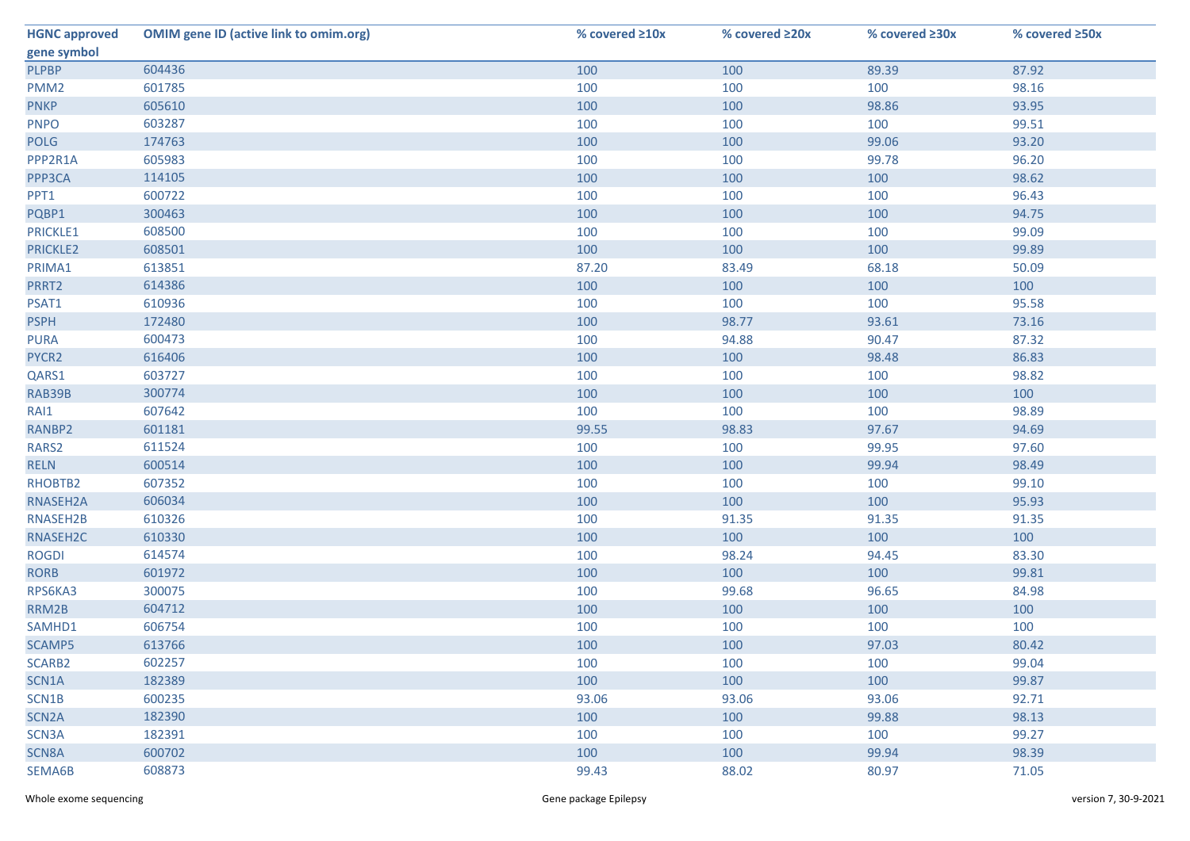| HGNC approved gene symbol | OMIM gene ID (active link to omim.org) | % covered ≥10x | % covered ≥20x | % covered ≥30x | % covered ≥50x |
|---|---|---|---|---|---|
| PLPBP | 604436 | 100 | 100 | 89.39 | 87.92 |
| PMM2 | 601785 | 100 | 100 | 100 | 98.16 |
| PNKP | 605610 | 100 | 100 | 98.86 | 93.95 |
| PNPO | 603287 | 100 | 100 | 100 | 99.51 |
| POLG | 174763 | 100 | 100 | 99.06 | 93.20 |
| PPP2R1A | 605983 | 100 | 100 | 99.78 | 96.20 |
| PPP3CA | 114105 | 100 | 100 | 100 | 98.62 |
| PPT1 | 600722 | 100 | 100 | 100 | 96.43 |
| PQBP1 | 300463 | 100 | 100 | 100 | 94.75 |
| PRICKLE1 | 608500 | 100 | 100 | 100 | 99.09 |
| PRICKLE2 | 608501 | 100 | 100 | 100 | 99.89 |
| PRIMA1 | 613851 | 87.20 | 83.49 | 68.18 | 50.09 |
| PRRT2 | 614386 | 100 | 100 | 100 | 100 |
| PSAT1 | 610936 | 100 | 100 | 100 | 95.58 |
| PSPH | 172480 | 100 | 98.77 | 93.61 | 73.16 |
| PURA | 600473 | 100 | 94.88 | 90.47 | 87.32 |
| PYCR2 | 616406 | 100 | 100 | 98.48 | 86.83 |
| QARS1 | 603727 | 100 | 100 | 100 | 98.82 |
| RAB39B | 300774 | 100 | 100 | 100 | 100 |
| RAI1 | 607642 | 100 | 100 | 100 | 98.89 |
| RANBP2 | 601181 | 99.55 | 98.83 | 97.67 | 94.69 |
| RARS2 | 611524 | 100 | 100 | 99.95 | 97.60 |
| RELN | 600514 | 100 | 100 | 99.94 | 98.49 |
| RHOBTB2 | 607352 | 100 | 100 | 100 | 99.10 |
| RNASEH2A | 606034 | 100 | 100 | 100 | 95.93 |
| RNASEH2B | 610326 | 100 | 91.35 | 91.35 | 91.35 |
| RNASEH2C | 610330 | 100 | 100 | 100 | 100 |
| ROGDI | 614574 | 100 | 98.24 | 94.45 | 83.30 |
| RORB | 601972 | 100 | 100 | 100 | 99.81 |
| RPS6KA3 | 300075 | 100 | 99.68 | 96.65 | 84.98 |
| RRM2B | 604712 | 100 | 100 | 100 | 100 |
| SAMHD1 | 606754 | 100 | 100 | 100 | 100 |
| SCAMP5 | 613766 | 100 | 100 | 97.03 | 80.42 |
| SCARB2 | 602257 | 100 | 100 | 100 | 99.04 |
| SCN1A | 182389 | 100 | 100 | 100 | 99.87 |
| SCN1B | 600235 | 93.06 | 93.06 | 93.06 | 92.71 |
| SCN2A | 182390 | 100 | 100 | 99.88 | 98.13 |
| SCN3A | 182391 | 100 | 100 | 100 | 99.27 |
| SCN8A | 600702 | 100 | 100 | 99.94 | 98.39 |
| SEMA6B | 608873 | 99.43 | 88.02 | 80.97 | 71.05 |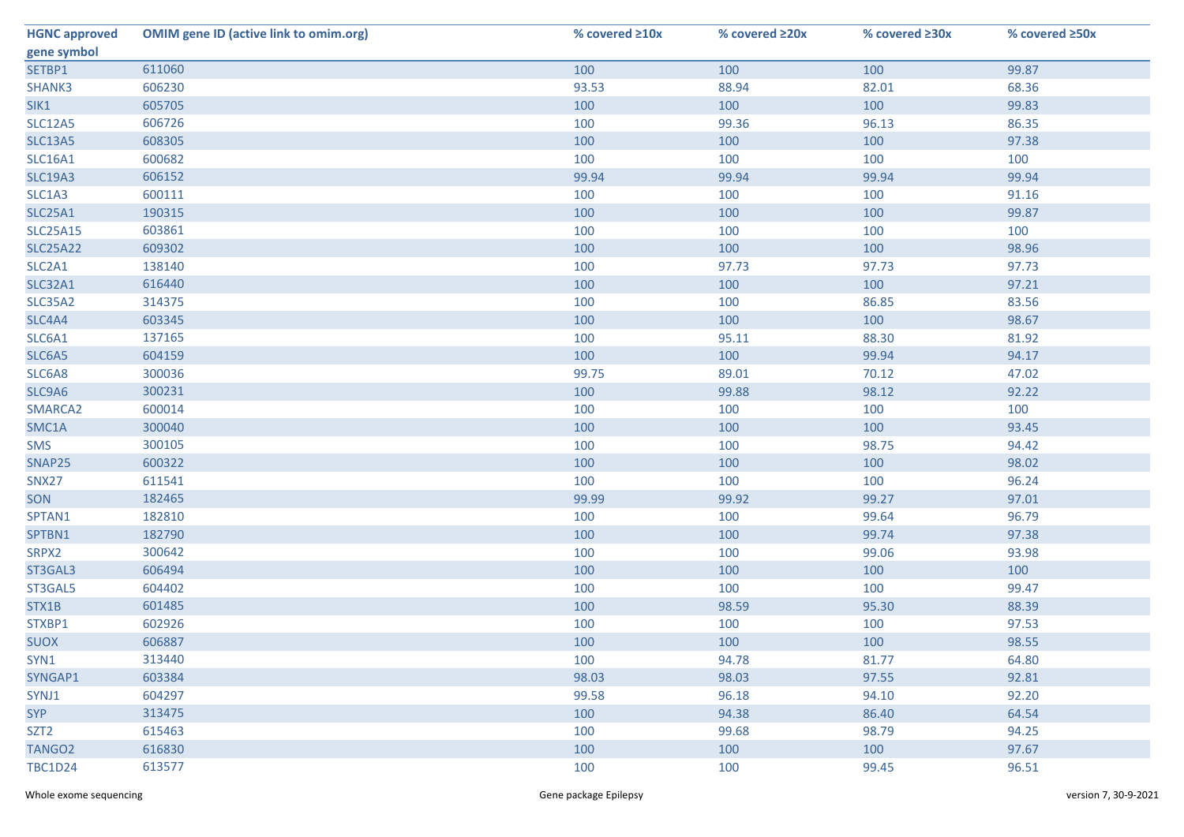| HGNC approved gene symbol | OMIM gene ID (active link to omim.org) | % covered ≥10x | % covered ≥20x | % covered ≥30x | % covered ≥50x |
|---|---|---|---|---|---|
| SETBP1 | 611060 | 100 | 100 | 100 | 99.87 |
| SHANK3 | 606230 | 93.53 | 88.94 | 82.01 | 68.36 |
| SIK1 | 605705 | 100 | 100 | 100 | 99.83 |
| SLC12A5 | 606726 | 100 | 99.36 | 96.13 | 86.35 |
| SLC13A5 | 608305 | 100 | 100 | 100 | 97.38 |
| SLC16A1 | 600682 | 100 | 100 | 100 | 100 |
| SLC19A3 | 606152 | 99.94 | 99.94 | 99.94 | 99.94 |
| SLC1A3 | 600111 | 100 | 100 | 100 | 91.16 |
| SLC25A1 | 190315 | 100 | 100 | 100 | 99.87 |
| SLC25A15 | 603861 | 100 | 100 | 100 | 100 |
| SLC25A22 | 609302 | 100 | 100 | 100 | 98.96 |
| SLC2A1 | 138140 | 100 | 97.73 | 97.73 | 97.73 |
| SLC32A1 | 616440 | 100 | 100 | 100 | 97.21 |
| SLC35A2 | 314375 | 100 | 100 | 86.85 | 83.56 |
| SLC4A4 | 603345 | 100 | 100 | 100 | 98.67 |
| SLC6A1 | 137165 | 100 | 95.11 | 88.30 | 81.92 |
| SLC6A5 | 604159 | 100 | 100 | 99.94 | 94.17 |
| SLC6A8 | 300036 | 99.75 | 89.01 | 70.12 | 47.02 |
| SLC9A6 | 300231 | 100 | 99.88 | 98.12 | 92.22 |
| SMARCA2 | 600014 | 100 | 100 | 100 | 100 |
| SMC1A | 300040 | 100 | 100 | 100 | 93.45 |
| SMS | 300105 | 100 | 100 | 98.75 | 94.42 |
| SNAP25 | 600322 | 100 | 100 | 100 | 98.02 |
| SNX27 | 611541 | 100 | 100 | 100 | 96.24 |
| SON | 182465 | 99.99 | 99.92 | 99.27 | 97.01 |
| SPTAN1 | 182810 | 100 | 100 | 99.64 | 96.79 |
| SPTBN1 | 182790 | 100 | 100 | 99.74 | 97.38 |
| SRPX2 | 300642 | 100 | 100 | 99.06 | 93.98 |
| ST3GAL3 | 606494 | 100 | 100 | 100 | 100 |
| ST3GAL5 | 604402 | 100 | 100 | 100 | 99.47 |
| STX1B | 601485 | 100 | 98.59 | 95.30 | 88.39 |
| STXBP1 | 602926 | 100 | 100 | 100 | 97.53 |
| SUOX | 606887 | 100 | 100 | 100 | 98.55 |
| SYN1 | 313440 | 100 | 94.78 | 81.77 | 64.80 |
| SYNGAP1 | 603384 | 98.03 | 98.03 | 97.55 | 92.81 |
| SYNJ1 | 604297 | 99.58 | 96.18 | 94.10 | 92.20 |
| SYP | 313475 | 100 | 94.38 | 86.40 | 64.54 |
| SZT2 | 615463 | 100 | 99.68 | 98.79 | 94.25 |
| TANGO2 | 616830 | 100 | 100 | 100 | 97.67 |
| TBC1D24 | 613577 | 100 | 100 | 99.45 | 96.51 |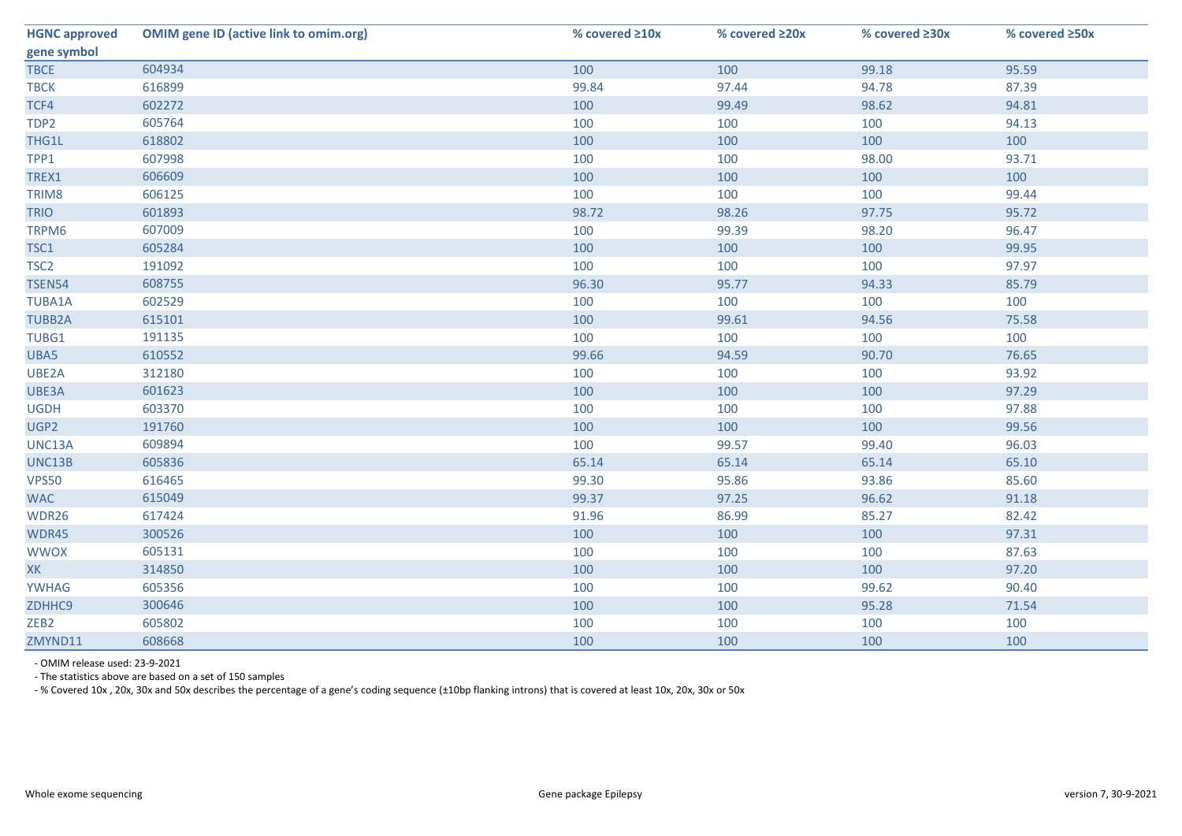| HGNC approved gene symbol | OMIM gene ID (active link to omim.org) | % covered ≥10x | % covered ≥20x | % covered ≥30x | % covered ≥50x |
|---|---|---|---|---|---|
| TBCE | 604934 | 100 | 100 | 99.18 | 95.59 |
| TBCK | 616899 | 99.84 | 97.44 | 94.78 | 87.39 |
| TCF4 | 602272 | 100 | 99.49 | 98.62 | 94.81 |
| TDP2 | 605764 | 100 | 100 | 100 | 94.13 |
| THG1L | 618802 | 100 | 100 | 100 | 100 |
| TPP1 | 607998 | 100 | 100 | 98.00 | 93.71 |
| TREX1 | 606609 | 100 | 100 | 100 | 100 |
| TRIM8 | 606125 | 100 | 100 | 100 | 99.44 |
| TRIO | 601893 | 98.72 | 98.26 | 97.75 | 95.72 |
| TRPM6 | 607009 | 100 | 99.39 | 98.20 | 96.47 |
| TSC1 | 605284 | 100 | 100 | 100 | 99.95 |
| TSC2 | 191092 | 100 | 100 | 100 | 97.97 |
| TSEN54 | 608755 | 96.30 | 95.77 | 94.33 | 85.79 |
| TUBA1A | 602529 | 100 | 100 | 100 | 100 |
| TUBB2A | 615101 | 100 | 99.61 | 94.56 | 75.58 |
| TUBG1 | 191135 | 100 | 100 | 100 | 100 |
| UBA5 | 610552 | 99.66 | 94.59 | 90.70 | 76.65 |
| UBE2A | 312180 | 100 | 100 | 100 | 93.92 |
| UBE3A | 601623 | 100 | 100 | 100 | 97.29 |
| UGDH | 603370 | 100 | 100 | 100 | 97.88 |
| UGP2 | 191760 | 100 | 100 | 100 | 99.56 |
| UNC13A | 609894 | 100 | 99.57 | 99.40 | 96.03 |
| UNC13B | 605836 | 65.14 | 65.14 | 65.14 | 65.10 |
| VPS50 | 616465 | 99.30 | 95.86 | 93.86 | 85.60 |
| WAC | 615049 | 99.37 | 97.25 | 96.62 | 91.18 |
| WDR26 | 617424 | 91.96 | 86.99 | 85.27 | 82.42 |
| WDR45 | 300526 | 100 | 100 | 100 | 97.31 |
| WWOX | 605131 | 100 | 100 | 100 | 87.63 |
| XK | 314850 | 100 | 100 | 100 | 97.20 |
| YWHAG | 605356 | 100 | 100 | 99.62 | 90.40 |
| ZDHHC9 | 300646 | 100 | 100 | 95.28 | 71.54 |
| ZEB2 | 605802 | 100 | 100 | 100 | 100 |
| ZMYND11 | 608668 | 100 | 100 | 100 | 100 |

- OMIM release used: 23-9-2021
- The statistics above are based on a set of 150 samples
- % Covered 10x , 20x, 30x and 50x describes the percentage of a gene's coding sequence (±10bp flanking introns) that is covered at least 10x, 20x, 30x or 50x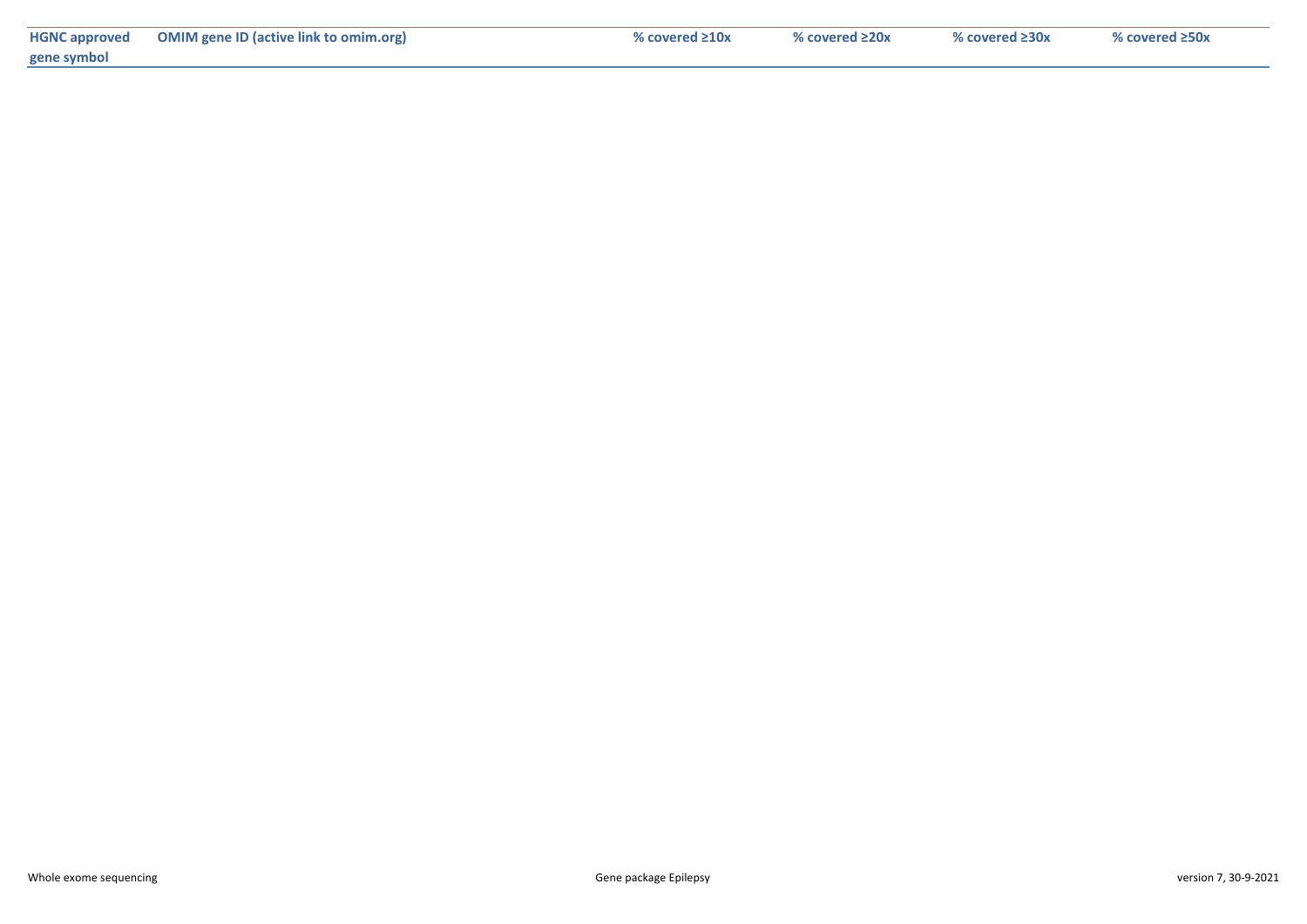| HGNC approved gene symbol | OMIM gene ID (active link to omim.org) | % covered ≥10x | % covered ≥20x | % covered ≥30x | % covered ≥50x |
|---|---|---|---|---|---|